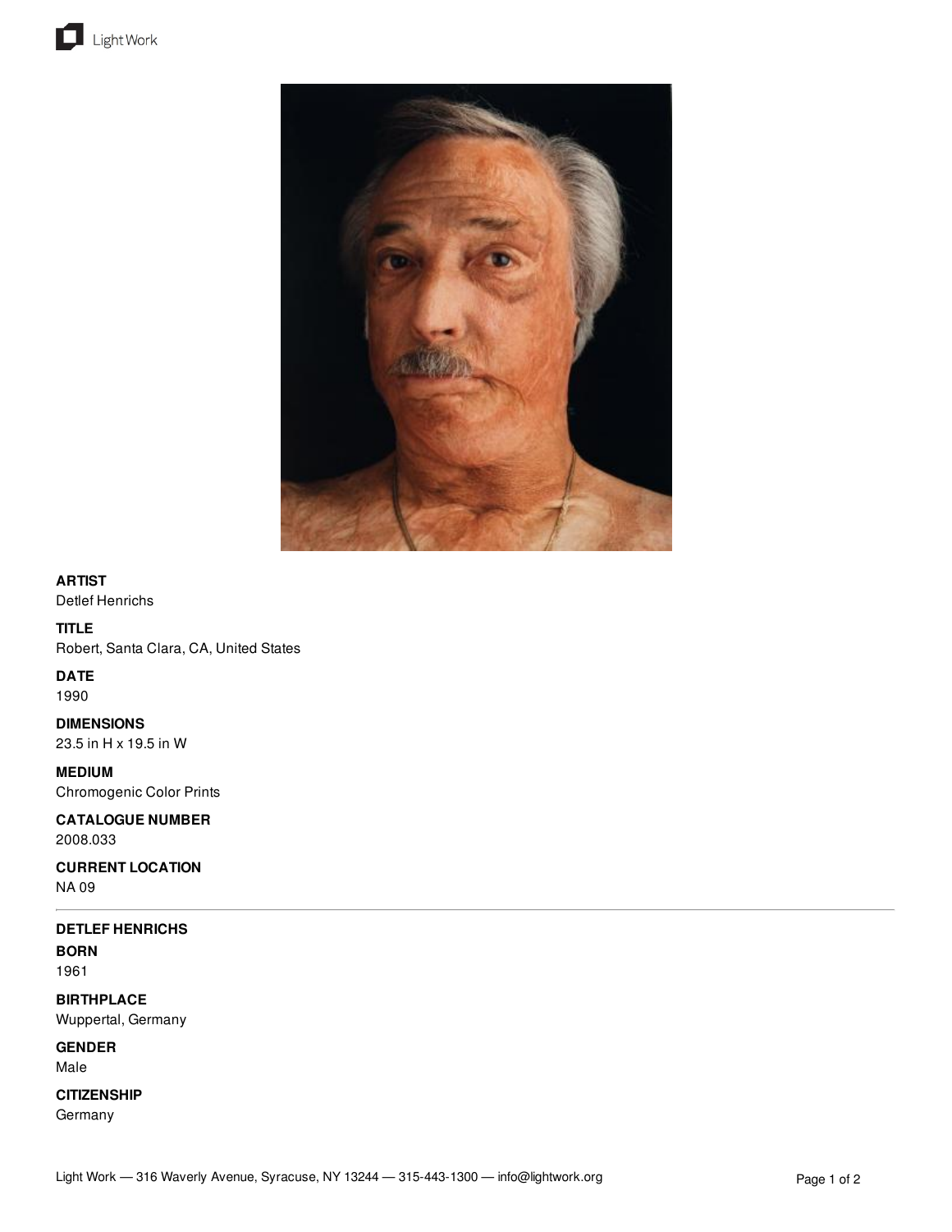**ARTIST**
Detlef Henrichs

**TITLE**
Robert, Santa Clara, CA, United States

**DATE**
1990

**DIMENSIONS**
23.5 in H x 19.5 in W

**MEDIUM**
Chromogenic Color Prints

**CATALOGUE NUMBER**
2008.033

**CURRENT LOCATION**
NA 09

---

**DETLEF HENRICHS**

**BORN**
1961

**BIRTHPLACE**
Wuppertal, Germany

**GENDER**
Male

**CITIZENSHIP**
Germany

Light Work — 316 Waverly Avenue, Syracuse, NY 13244 — 315-443-1300 — info@lightwork.org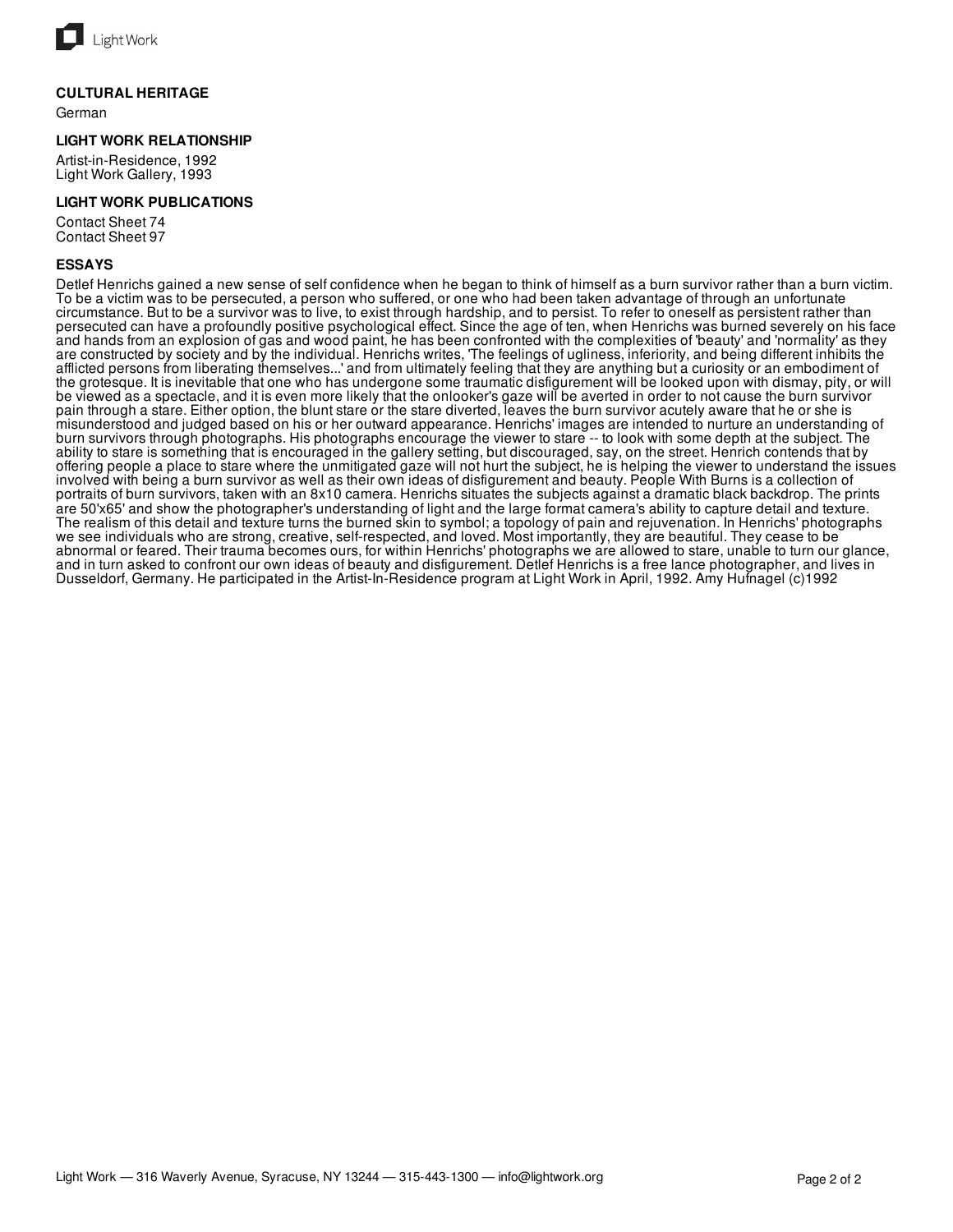### CULTURAL HERITAGE

German

### LIGHT WORK RELATIONSHIP

Artist-in-Residence, 1992
Light Work Gallery, 1993

### LIGHT WORK PUBLICATIONS

Contact Sheet 74
Contact Sheet 97

### ESSAYS

Detlef Henrichs gained a new sense of self confidence when he began to think of himself as a burn survivor rather than a burn victim. To be a victim was to be persecuted, a person who suffered, or one who had been taken advantage of through an unfortunate circumstance. But to be a survivor was to live, to exist through hardship, and to persist. To refer to oneself as persistent rather than persecuted can have a profoundly positive psychological effect. Since the age of ten, when Henrichs was burned severely on his face and hands from an explosion of gas and wood paint, he has been confronted with the complexities of 'beauty' and 'normality' as they are constructed by society and by the individual. Henrichs writes, 'The feelings of ugliness, inferiority, and being different inhibits the afflicted persons from liberating themselves...' and from ultimately feeling that they are anything but a curiosity or an embodiment of the grotesque. It is inevitable that one who has undergone some traumatic disfigurement will be looked upon with dismay, pity, or will be viewed as a spectacle, and it is even more likely that the onlooker's gaze will be averted in order to not cause the burn survivor pain through a stare. Either option, the blunt stare or the stare diverted, leaves the burn survivor acutely aware that he or she is misunderstood and judged based on his or her outward appearance. Henrichs' images are intended to nurture an understanding of burn survivors through photographs. His photographs encourage the viewer to stare -- to look with some depth at the subject. The ability to stare is something that is encouraged in the gallery setting, but discouraged, say, on the street. Henrich contends that by offering people a place to stare where the unmitigated gaze will not hurt the subject, he is helping the viewer to understand the issues involved with being a burn survivor as well as their own ideas of disfigurement and beauty. People With Burns is a collection of portraits of burn survivors, taken with an 8x10 camera. Henrichs situates the subjects against a dramatic black backdrop. The prints are 50'x65' and show the photographer's understanding of light and the large format camera's ability to capture detail and texture. The realism of this detail and texture turns the burned skin to symbol; a topology of pain and rejuvenation. In Henrichs' photographs we see individuals who are strong, creative, self-respected, and loved. Most importantly, they are beautiful. They cease to be abnormal or feared. Their trauma becomes ours, for within Henrichs' photographs we are allowed to stare, unable to turn our glance, and in turn asked to confront our own ideas of beauty and disfigurement. Detlef Henrichs is a free lance photographer, and lives in Dusseldorf, Germany. He participated in the Artist-In-Residence program at Light Work in April, 1992. Amy Hufnagel (c)1992